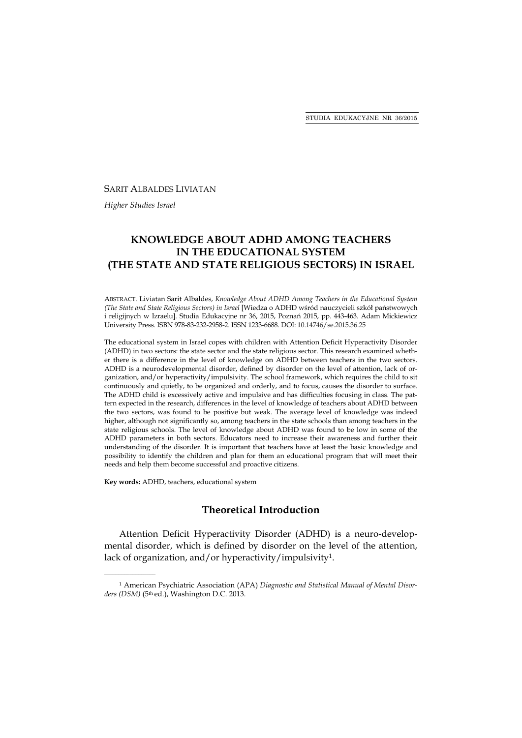SARIT ALBALDES LIVIATAN

*Higher Studies Israel*

# KNOWLEDGE ABOUT ADHD AMONG TEACHERS IN THE EDUCATIONAL SYSTEM (THE STATE AND STATE RELIGIOUS SECTORS) IN ISRAEL

ABSTRACT. Liviatan Sarit Albaldes, *Knowledge About ADHD Among Teachers in the Educational System (The State and State Religious Sectors) in Israel* [Wiedza o ADHD wśród nauczycieli szkół państwowych i religijnych w Izraelu]. Studia Edukacyjne nr 36, 2015, Poznań 2015, pp. 443-463. Adam Mickiewicz University Press. ISBN 978-83-232-2958-2. ISSN 1233-6688. DOI: 10.14746/se.2015.36.25

The educational system in Israel copes with children with Attention Deficit Hyperactivity Disorder (ADHD) in two sectors: the state sector and the state religious sector. This research examined whether there is a difference in the level of knowledge on ADHD between teachers in the two sectors. ADHD is a neurodevelopmental disorder, defined by disorder on the level of attention, lack of organization, and/or hyperactivity/impulsivity. The school framework, which requires the child to sit continuously and quietly, to be organized and orderly, and to focus, causes the disorder to surface. The ADHD child is excessively active and impulsive and has difficulties focusing in class. The pattern expected in the research, differences in the level of knowledge of teachers about ADHD between the two sectors, was found to be positive but weak. The average level of knowledge was indeed higher, although not significantly so, among teachers in the state schools than among teachers in the state religious schools. The level of knowledge about ADHD was found to be low in some of the ADHD parameters in both sectors. Educators need to increase their awareness and further their understanding of the disorder. It is important that teachers have at least the basic knowledge and possibility to identify the children and plan for them an educational program that will meet their needs and help them become successful and proactive citizens.

**Key words:** ADHD, teachers, educational system

## Theoretical Introduction

Attention Deficit Hyperactivity Disorder (ADHD) is a neuro-developmental disorder, which is defined by disorder on the level of the attention, lack of organization, and/or hyperactivity/impulsivity[1].

---

[1] American Psychiatric Association (APA) *Diagnostic and Statistical Manual of Mental Disorders (DSM)* (5th ed.), Washington D.C. 2013.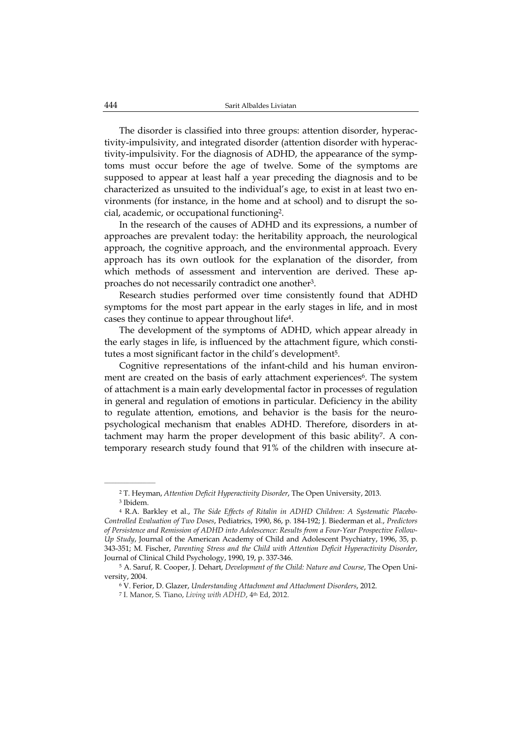The disorder is classified into three groups: attention disorder, hyperactivity-impulsivity, and integrated disorder (attention disorder with hyperactivity-impulsivity. For the diagnosis of ADHD, the appearance of the symptoms must occur before the age of twelve. Some of the symptoms are supposed to appear at least half a year preceding the diagnosis and to be characterized as unsuited to the individual's age, to exist in at least two environments (for instance, in the home and at school) and to disrupt the social, academic, or occupational functioning[2].

In the research of the causes of ADHD and its expressions, a number of approaches are prevalent today: the heritability approach, the neurological approach, the cognitive approach, and the environmental approach. Every approach has its own outlook for the explanation of the disorder, from which methods of assessment and intervention are derived. These approaches do not necessarily contradict one another[3].

Research studies performed over time consistently found that ADHD symptoms for the most part appear in the early stages in life, and in most cases they continue to appear throughout life[4].

The development of the symptoms of ADHD, which appear already in the early stages in life, is influenced by the attachment figure, which constitutes a most significant factor in the child's development[5].

Cognitive representations of the infant-child and his human environment are created on the basis of early attachment experiences[6]. The system of attachment is a main early developmental factor in processes of regulation in general and regulation of emotions in particular. Deficiency in the ability to regulate attention, emotions, and behavior is the basis for the neuropsychological mechanism that enables ADHD. Therefore, disorders in attachment may harm the proper development of this basic ability[7]. A contemporary research study found that 91% of the children with insecure at-

---

[2] T. Heyman, *Attention Deficit Hyperactivity Disorder*, The Open University, 2013.

[3] Ibidem.

[4] R.A. Barkley et al., *The Side Effects of Ritalin in ADHD Children: A Systematic Placebo-Controlled Evaluation of Two Doses*, Pediatrics, 1990, 86, p. 184-192; J. Biederman et al., *Predictors of Persistence and Remission of ADHD into Adolescence: Results from a Four-Year Prospective Follow-Up Study*, Journal of the American Academy of Child and Adolescent Psychiatry, 1996, 35, p. 343-351; M. Fischer, *Parenting Stress and the Child with Attention Deficit Hyperactivity Disorder*, Journal of Clinical Child Psychology, 1990, 19, p. 337-346.

[5] A. Saruf, R. Cooper, J. Dehart, *Development of the Child: Nature and Course*, The Open University, 2004.

[6] V. Ferior, D. Glazer, *Understanding Attachment and Attachment Disorders*, 2012.

[7] I. Manor, S. Tiano, *Living with ADHD*, 4th Ed, 2012.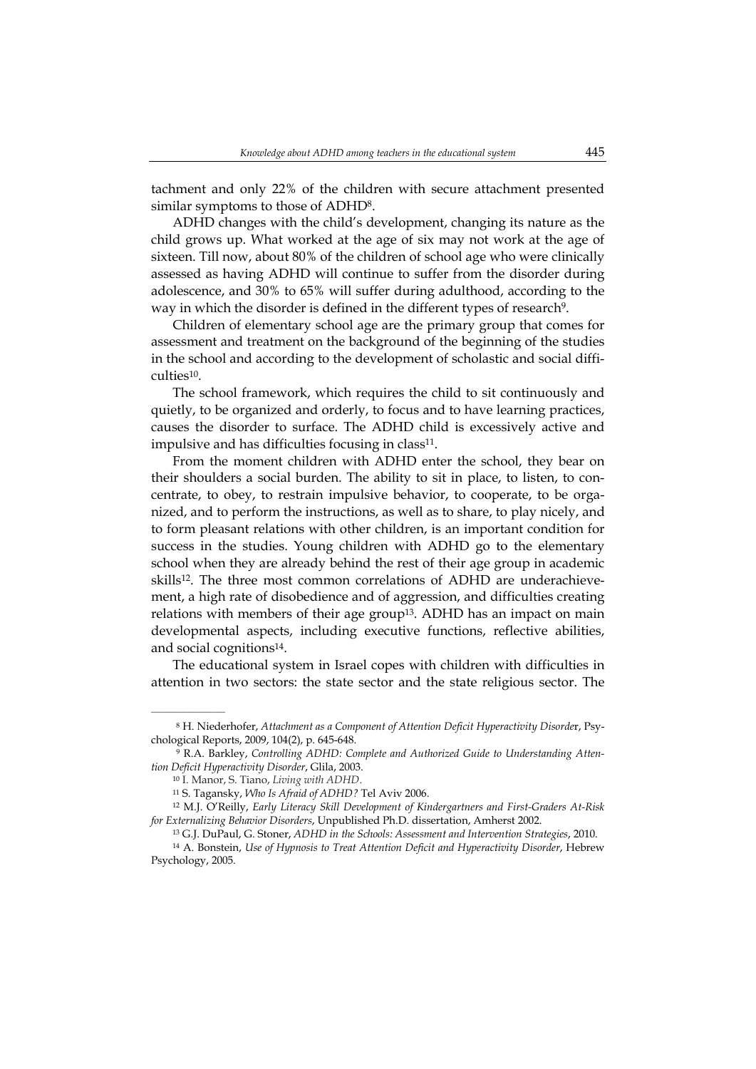tachment and only 22% of the children with secure attachment presented similar symptoms to those of ADHD[8].

ADHD changes with the child's development, changing its nature as the child grows up. What worked at the age of six may not work at the age of sixteen. Till now, about 80% of the children of school age who were clinically assessed as having ADHD will continue to suffer from the disorder during adolescence, and 30% to 65% will suffer during adulthood, according to the way in which the disorder is defined in the different types of research[9].

Children of elementary school age are the primary group that comes for assessment and treatment on the background of the beginning of the studies in the school and according to the development of scholastic and social difficulties[10].

The school framework, which requires the child to sit continuously and quietly, to be organized and orderly, to focus and to have learning practices, causes the disorder to surface. The ADHD child is excessively active and impulsive and has difficulties focusing in class[11].

From the moment children with ADHD enter the school, they bear on their shoulders a social burden. The ability to sit in place, to listen, to concentrate, to obey, to restrain impulsive behavior, to cooperate, to be organized, and to perform the instructions, as well as to share, to play nicely, and to form pleasant relations with other children, is an important condition for success in the studies. Young children with ADHD go to the elementary school when they are already behind the rest of their age group in academic skills[12]. The three most common correlations of ADHD are underachievement, a high rate of disobedience and of aggression, and difficulties creating relations with members of their age group[13]. ADHD has an impact on main developmental aspects, including executive functions, reflective abilities, and social cognitions[14].

The educational system in Israel copes with children with difficulties in attention in two sectors: the state sector and the state religious sector. The

---

[8] H. Niederhofer, *Attachment as a Component of Attention Deficit Hyperactivity Disorder*, Psychological Reports, 2009, 104(2), p. 645-648.

[9] R.A. Barkley, *Controlling ADHD: Complete and Authorized Guide to Understanding Attention Deficit Hyperactivity Disorder*, Glila, 2003.

[10] I. Manor, S. Tiano, *Living with ADHD*.

[11] S. Tagansky, *Who Is Afraid of ADHD?* Tel Aviv 2006.

[12] M.J. O'Reilly, *Early Literacy Skill Development of Kindergartners and First-Graders At-Risk for Externalizing Behavior Disorders*, Unpublished Ph.D. dissertation, Amherst 2002.

[13] G.J. DuPaul, G. Stoner, *ADHD in the Schools: Assessment and Intervention Strategies*, 2010.

[14] A. Bonstein, *Use of Hypnosis to Treat Attention Deficit and Hyperactivity Disorder*, Hebrew Psychology, 2005.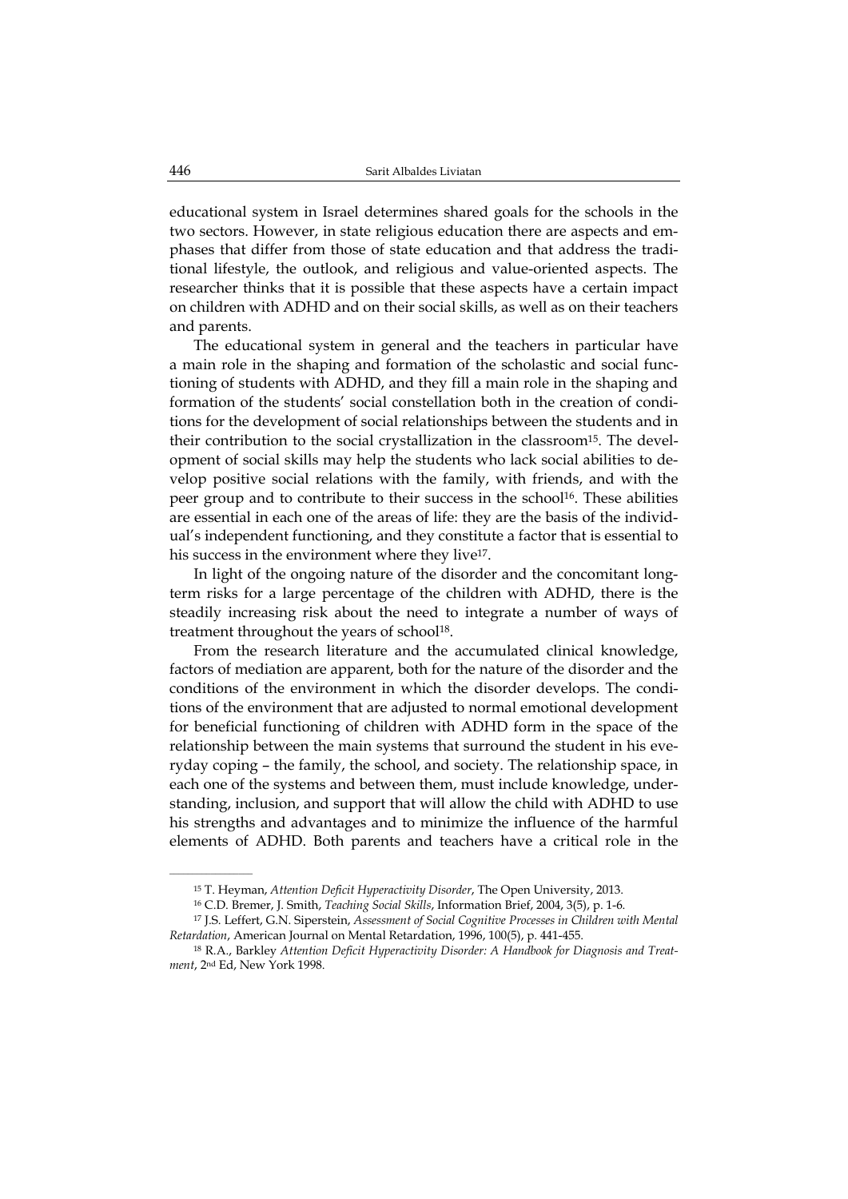educational system in Israel determines shared goals for the schools in the two sectors. However, in state religious education there are aspects and emphases that differ from those of state education and that address the traditional lifestyle, the outlook, and religious and value-oriented aspects. The researcher thinks that it is possible that these aspects have a certain impact on children with ADHD and on their social skills, as well as on their teachers and parents.

The educational system in general and the teachers in particular have a main role in the shaping and formation of the scholastic and social functioning of students with ADHD, and they fill a main role in the shaping and formation of the students' social constellation both in the creation of conditions for the development of social relationships between the students and in their contribution to the social crystallization in the classroom[15]. The development of social skills may help the students who lack social abilities to develop positive social relations with the family, with friends, and with the peer group and to contribute to their success in the school[16]. These abilities are essential in each one of the areas of life: they are the basis of the individual's independent functioning, and they constitute a factor that is essential to his success in the environment where they live[17].

In light of the ongoing nature of the disorder and the concomitant long-term risks for a large percentage of the children with ADHD, there is the steadily increasing risk about the need to integrate a number of ways of treatment throughout the years of school[18].

From the research literature and the accumulated clinical knowledge, factors of mediation are apparent, both for the nature of the disorder and the conditions of the environment in which the disorder develops. The conditions of the environment that are adjusted to normal emotional development for beneficial functioning of children with ADHD form in the space of the relationship between the main systems that surround the student in his everyday coping – the family, the school, and society. The relationship space, in each one of the systems and between them, must include knowledge, understanding, inclusion, and support that will allow the child with ADHD to use his strengths and advantages and to minimize the influence of the harmful elements of ADHD. Both parents and teachers have a critical role in the

---

[15] T. Heyman, *Attention Deficit Hyperactivity Disorder*, The Open University, 2013.

[16] C.D. Bremer, J. Smith, *Teaching Social Skills*, Information Brief, 2004, 3(5), p. 1-6.

[17] J.S. Leffert, G.N. Siperstein, *Assessment of Social Cognitive Processes in Children with Mental Retardation*, American Journal on Mental Retardation, 1996, 100(5), p. 441-455.

[18] R.A., Barkley *Attention Deficit Hyperactivity Disorder: A Handbook for Diagnosis and Treatment*, 2nd Ed, New York 1998.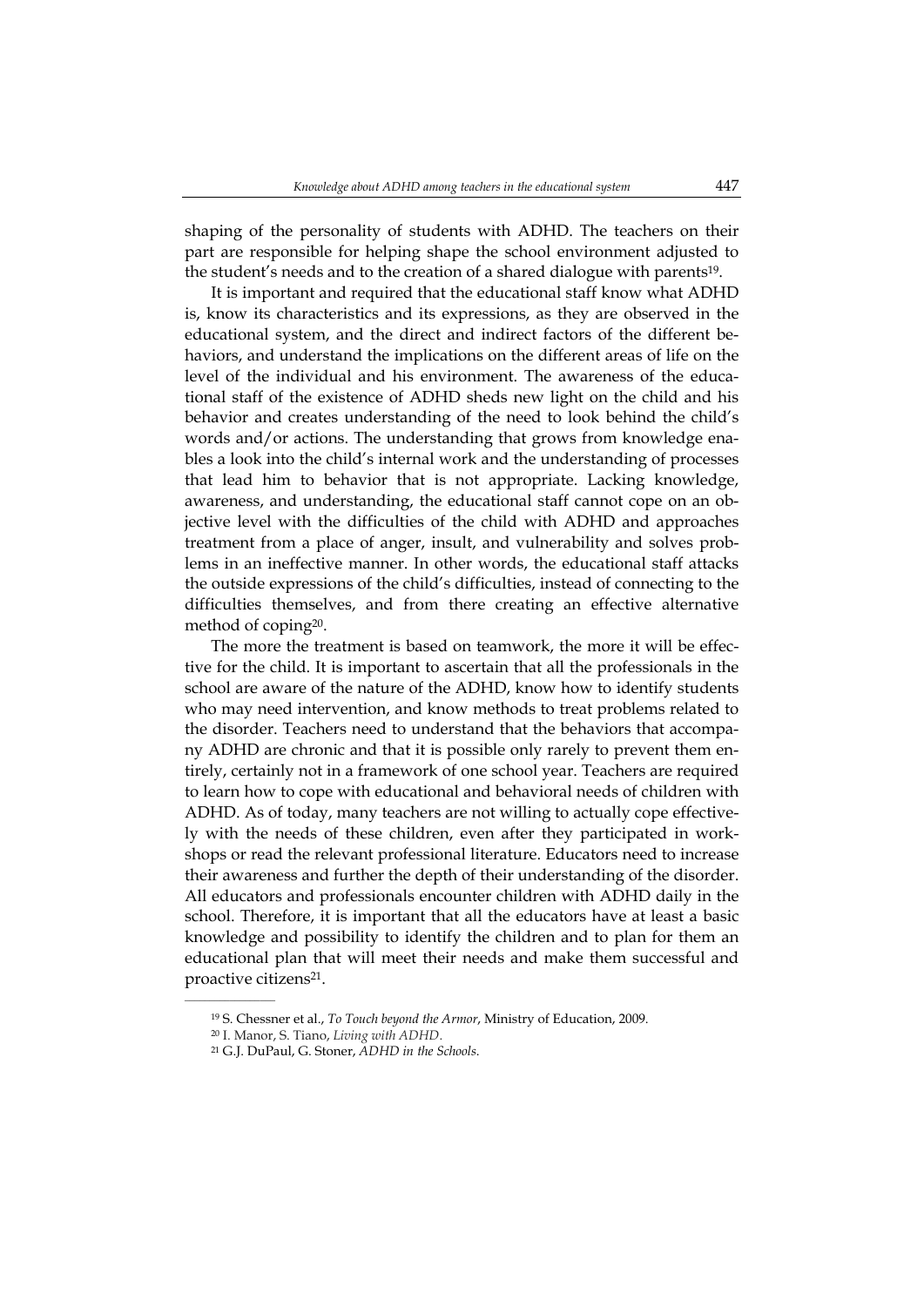shaping of the personality of students with ADHD. The teachers on their part are responsible for helping shape the school environment adjusted to the student's needs and to the creation of a shared dialogue with parents[19].

It is important and required that the educational staff know what ADHD is, know its characteristics and its expressions, as they are observed in the educational system, and the direct and indirect factors of the different behaviors, and understand the implications on the different areas of life on the level of the individual and his environment. The awareness of the educational staff of the existence of ADHD sheds new light on the child and his behavior and creates understanding of the need to look behind the child's words and/or actions. The understanding that grows from knowledge enables a look into the child's internal work and the understanding of processes that lead him to behavior that is not appropriate. Lacking knowledge, awareness, and understanding, the educational staff cannot cope on an objective level with the difficulties of the child with ADHD and approaches treatment from a place of anger, insult, and vulnerability and solves problems in an ineffective manner. In other words, the educational staff attacks the outside expressions of the child's difficulties, instead of connecting to the difficulties themselves, and from there creating an effective alternative method of coping[20].

The more the treatment is based on teamwork, the more it will be effective for the child. It is important to ascertain that all the professionals in the school are aware of the nature of the ADHD, know how to identify students who may need intervention, and know methods to treat problems related to the disorder. Teachers need to understand that the behaviors that accompany ADHD are chronic and that it is possible only rarely to prevent them entirely, certainly not in a framework of one school year. Teachers are required to learn how to cope with educational and behavioral needs of children with ADHD. As of today, many teachers are not willing to actually cope effectively with the needs of these children, even after they participated in workshops or read the relevant professional literature. Educators need to increase their awareness and further the depth of their understanding of the disorder. All educators and professionals encounter children with ADHD daily in the school. Therefore, it is important that all the educators have at least a basic knowledge and possibility to identify the children and to plan for them an educational plan that will meet their needs and make them successful and proactive citizens[21].

---

[19] S. Chessner et al., *To Touch beyond the Armor*, Ministry of Education, 2009.

[20] I. Manor, S. Tiano, *Living with ADHD*.

[21] G.J. DuPaul, G. Stoner, *ADHD in the Schools*.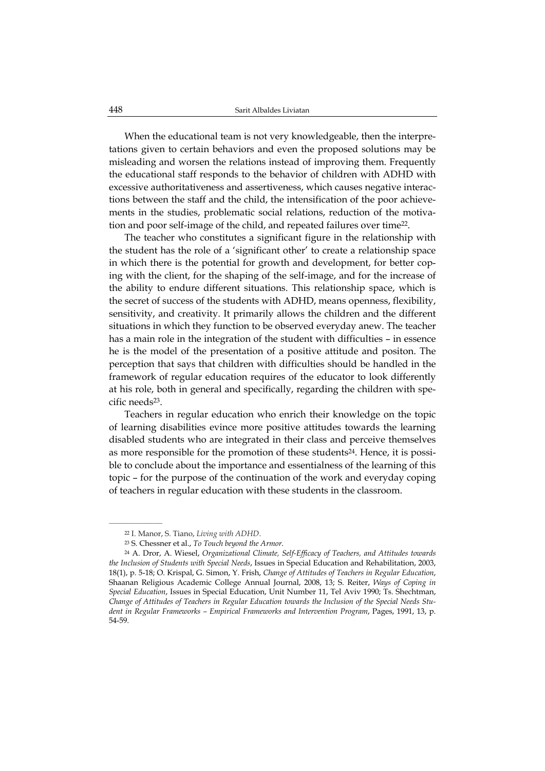When the educational team is not very knowledgeable, then the interpretations given to certain behaviors and even the proposed solutions may be misleading and worsen the relations instead of improving them. Frequently the educational staff responds to the behavior of children with ADHD with excessive authoritativeness and assertiveness, which causes negative interactions between the staff and the child, the intensification of the poor achievements in the studies, problematic social relations, reduction of the motivation and poor self-image of the child, and repeated failures over time[22].

The teacher who constitutes a significant figure in the relationship with the student has the role of a 'significant other' to create a relationship space in which there is the potential for growth and development, for better coping with the client, for the shaping of the self-image, and for the increase of the ability to endure different situations. This relationship space, which is the secret of success of the students with ADHD, means openness, flexibility, sensitivity, and creativity. It primarily allows the children and the different situations in which they function to be observed everyday anew. The teacher has a main role in the integration of the student with difficulties – in essence he is the model of the presentation of a positive attitude and positon. The perception that says that children with difficulties should be handled in the framework of regular education requires of the educator to look differently at his role, both in general and specifically, regarding the children with specific needs[23].

Teachers in regular education who enrich their knowledge on the topic of learning disabilities evince more positive attitudes towards the learning disabled students who are integrated in their class and perceive themselves as more responsible for the promotion of these students[24]. Hence, it is possible to conclude about the importance and essentialness of the learning of this topic – for the purpose of the continuation of the work and everyday coping of teachers in regular education with these students in the classroom.

---

[22] I. Manor, S. Tiano, *Living with ADHD*.

[23] S. Chessner et al., *To Touch beyond the Armor*.

[24] A. Dror, A. Wiesel, *Organizational Climate, Self-Efficacy of Teachers, and Attitudes towards the Inclusion of Students with Special Needs*, Issues in Special Education and Rehabilitation, 2003, 18(1), p. 5-18; O. Krispal, G. Simon, Y. Frish, *Change of Attitudes of Teachers in Regular Education*, Shaanan Religious Academic College Annual Journal, 2008, 13; S. Reiter, *Ways of Coping in Special Education*, Issues in Special Education, Unit Number 11, Tel Aviv 1990; Ts. Shechtman, *Change of Attitudes of Teachers in Regular Education towards the Inclusion of the Special Needs Student in Regular Frameworks – Empirical Frameworks and Intervention Program*, Pages, 1991, 13, p. 54-59.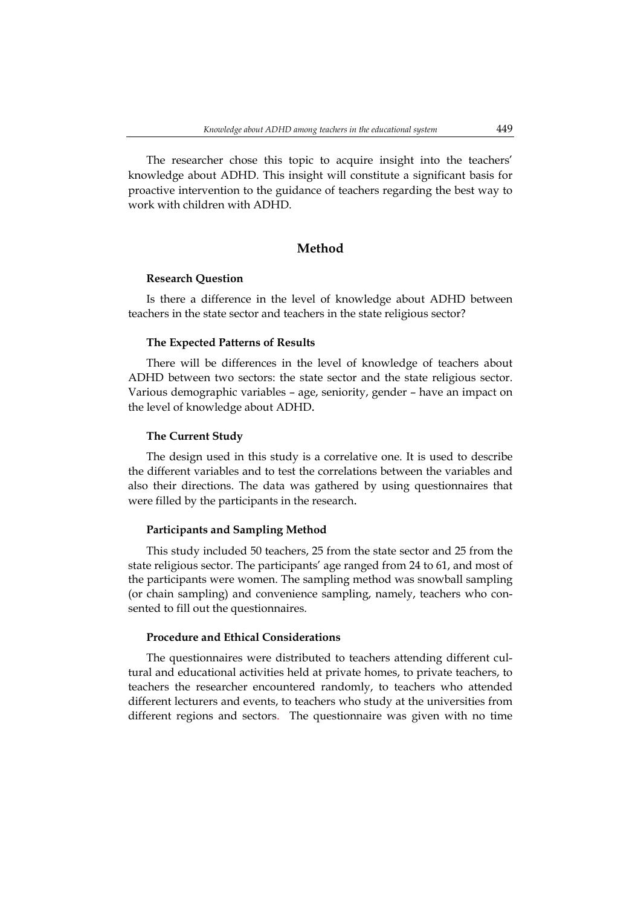The researcher chose this topic to acquire insight into the teachers' knowledge about ADHD. This insight will constitute a significant basis for proactive intervention to the guidance of teachers regarding the best way to work with children with ADHD.

## Method

### Research Question

Is there a difference in the level of knowledge about ADHD between teachers in the state sector and teachers in the state religious sector?

### The Expected Patterns of Results

There will be differences in the level of knowledge of teachers about ADHD between two sectors: the state sector and the state religious sector. Various demographic variables – age, seniority, gender – have an impact on the level of knowledge about ADHD.

### The Current Study

The design used in this study is a correlative one. It is used to describe the different variables and to test the correlations between the variables and also their directions. The data was gathered by using questionnaires that were filled by the participants in the research.

### Participants and Sampling Method

This study included 50 teachers, 25 from the state sector and 25 from the state religious sector. The participants' age ranged from 24 to 61, and most of the participants were women. The sampling method was snowball sampling (or chain sampling) and convenience sampling, namely, teachers who consented to fill out the questionnaires.

### Procedure and Ethical Considerations

The questionnaires were distributed to teachers attending different cultural and educational activities held at private homes, to private teachers, to teachers the researcher encountered randomly, to teachers who attended different lecturers and events, to teachers who study at the universities from different regions and sectors. The questionnaire was given with no time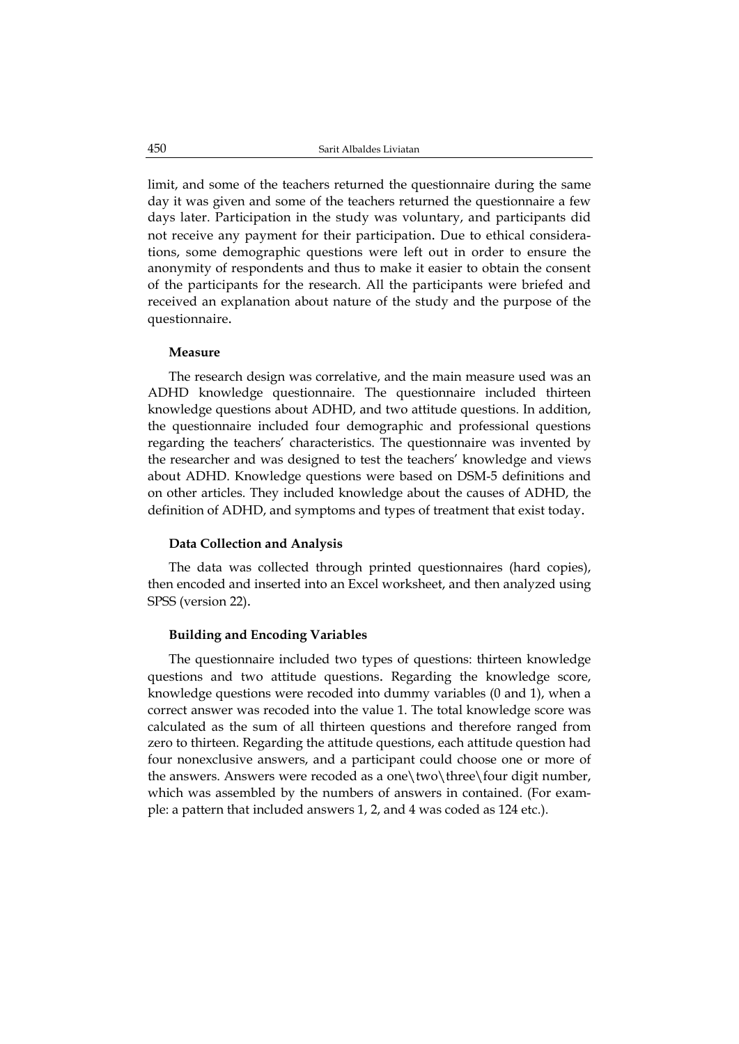limit, and some of the teachers returned the questionnaire during the same day it was given and some of the teachers returned the questionnaire a few days later. Participation in the study was voluntary, and participants did not receive any payment for their participation. Due to ethical considerations, some demographic questions were left out in order to ensure the anonymity of respondents and thus to make it easier to obtain the consent of the participants for the research. All the participants were briefed and received an explanation about nature of the study and the purpose of the questionnaire.

### Measure

The research design was correlative, and the main measure used was an ADHD knowledge questionnaire. The questionnaire included thirteen knowledge questions about ADHD, and two attitude questions. In addition, the questionnaire included four demographic and professional questions regarding the teachers' characteristics. The questionnaire was invented by the researcher and was designed to test the teachers' knowledge and views about ADHD. Knowledge questions were based on DSM-5 definitions and on other articles. They included knowledge about the causes of ADHD, the definition of ADHD, and symptoms and types of treatment that exist today.

### Data Collection and Analysis

The data was collected through printed questionnaires (hard copies), then encoded and inserted into an Excel worksheet, and then analyzed using SPSS (version 22).

### Building and Encoding Variables

The questionnaire included two types of questions: thirteen knowledge questions and two attitude questions. Regarding the knowledge score, knowledge questions were recoded into dummy variables (0 and 1), when a correct answer was recoded into the value 1. The total knowledge score was calculated as the sum of all thirteen questions and therefore ranged from zero to thirteen. Regarding the attitude questions, each attitude question had four nonexclusive answers, and a participant could choose one or more of the answers. Answers were recoded as a one\two\three\four digit number, which was assembled by the numbers of answers in contained. (For example: a pattern that included answers 1, 2, and 4 was coded as 124 etc.).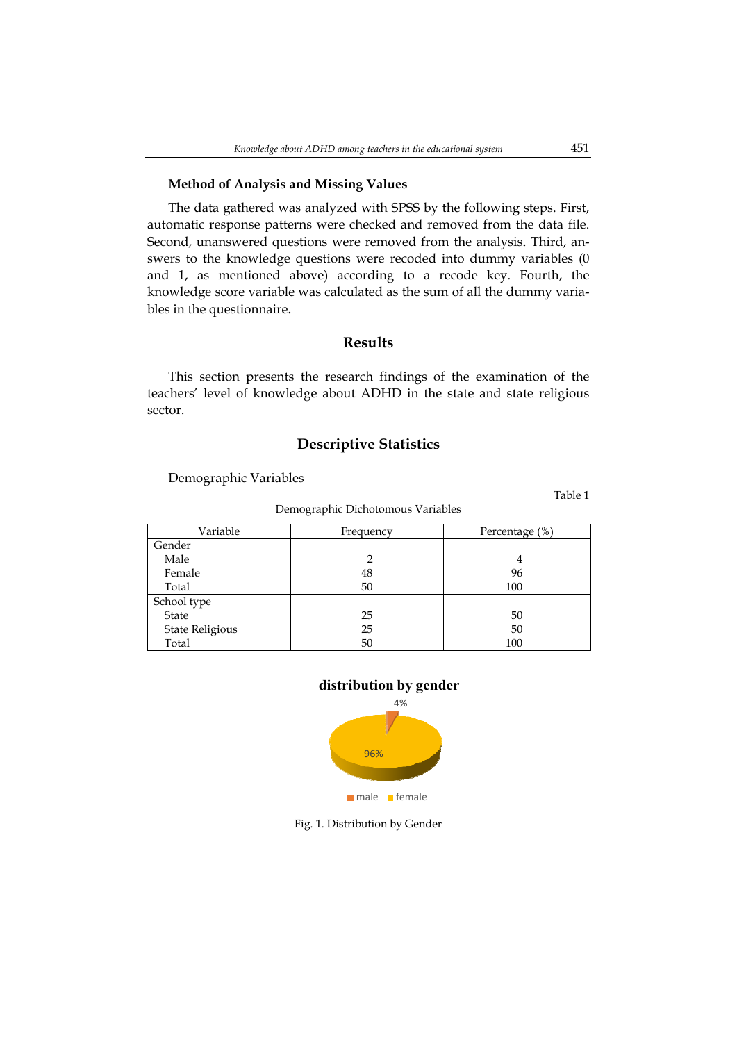### Method of Analysis and Missing Values

The data gathered was analyzed with SPSS by the following steps. First, automatic response patterns were checked and removed from the data file. Second, unanswered questions were removed from the analysis. Third, answers to the knowledge questions were recoded into dummy variables (0 and 1, as mentioned above) according to a recode key. Fourth, the knowledge score variable was calculated as the sum of all the dummy variables in the questionnaire.

## Results

This section presents the research findings of the examination of the teachers' level of knowledge about ADHD in the state and state religious sector.

## Descriptive Statistics

Demographic Variables

Table 1

Demographic Dichotomous Variables

| Variable | Frequency | Percentage (%) |
|---|---|---|
| Gender | | |
| Male | 2 | 4 |
| Female | 48 | 96 |
| Total | 50 | 100 |
| School type | | |
| State | 25 | 50 |
| State Religious | 25 | 50 |
| Total | 50 | 100 |

**distribution by gender**

4%

96%

male female

Fig. 1. Distribution by Gender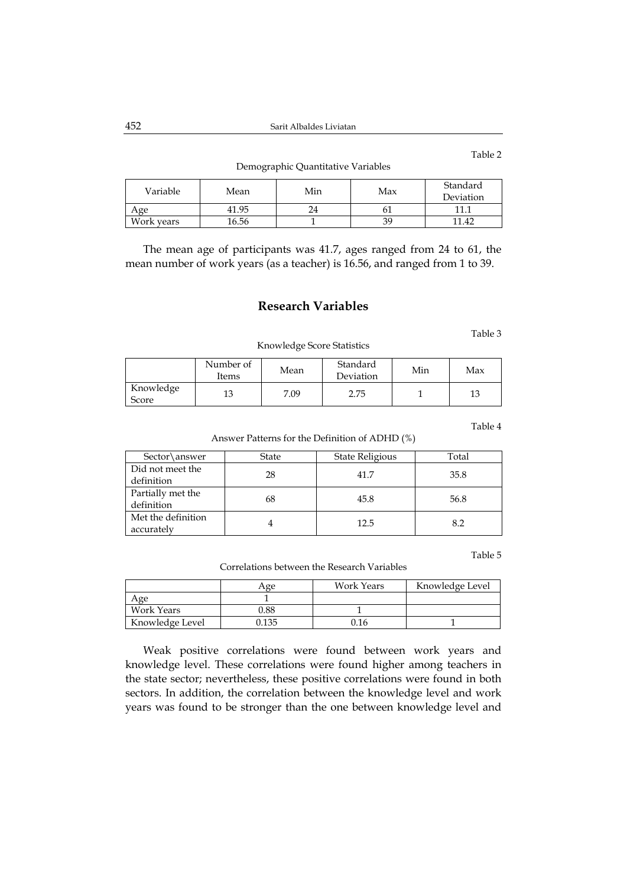Table 2

Demographic Quantitative Variables

| Variable | Mean | Min | Max | Standard Deviation |
|---|---|---|---|---|
| Age | 41.95 | 24 | 61 | 11.1 |
| Work years | 16.56 | 1 | 39 | 11.42 |

The mean age of participants was 41.7, ages ranged from 24 to 61, the mean number of work years (as a teacher) is 16.56, and ranged from 1 to 39.

## Research Variables

Table 3

Knowledge Score Statistics

| | Number of Items | Mean | Standard Deviation | Min | Max |
|---|---|---|---|---|---|
| Knowledge Score | 13 | 7.09 | 2.75 | 1 | 13 |

Table 4

Answer Patterns for the Definition of ADHD (%)

| Sector\answer | State | State Religious | Total |
|---|---|---|---|
| Did not meet the definition | 28 | 41.7 | 35.8 |
| Partially met the definition | 68 | 45.8 | 56.8 |
| Met the definition accurately | 4 | 12.5 | 8.2 |

Table 5

Correlations between the Research Variables

| | Age | Work Years | Knowledge Level |
|---|---|---|---|
| Age | 1 | | |
| Work Years | 0.88 | 1 | |
| Knowledge Level | 0.135 | 0.16 | 1 |

Weak positive correlations were found between work years and knowledge level. These correlations were found higher among teachers in the state sector; nevertheless, these positive correlations were found in both sectors. In addition, the correlation between the knowledge level and work years was found to be stronger than the one between knowledge level and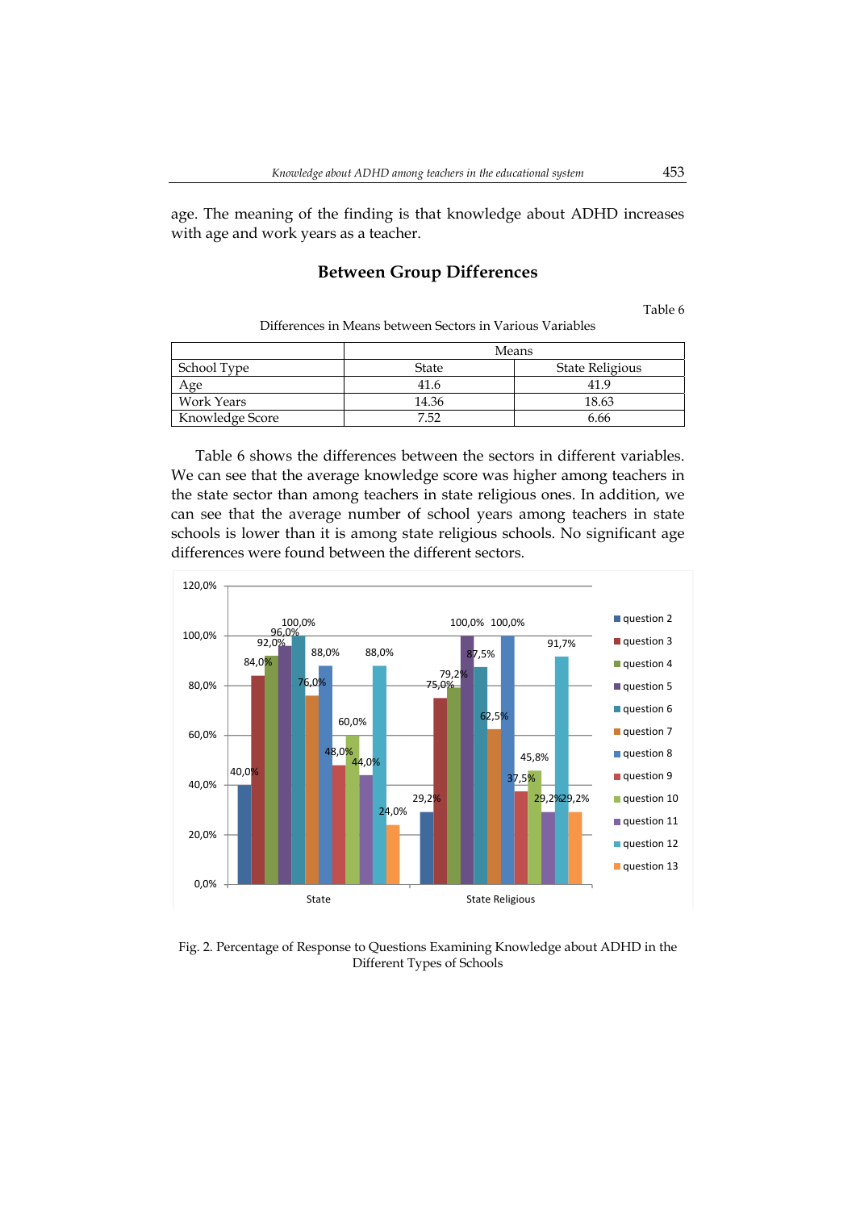age. The meaning of the finding is that knowledge about ADHD increases with age and work years as a teacher.

## Between Group Differences

Table 6

Differences in Means between Sectors in Various Variables

| | Means | |
|---|---|---|
| School Type | State | State Religious |
| Age | 41.6 | 41.9 |
| Work Years | 14.36 | 18.63 |
| Knowledge Score | 7.52 | 6.66 |

Table 6 shows the differences between the sectors in different variables. We can see that the average knowledge score was higher among teachers in the state sector than among teachers in state religious ones. In addition, we can see that the average number of school years among teachers in state schools is lower than it is among state religious schools. No significant age differences were found between the different sectors.

Fig. 2. Percentage of Response to Questions Examining Knowledge about ADHD in the Different Types of Schools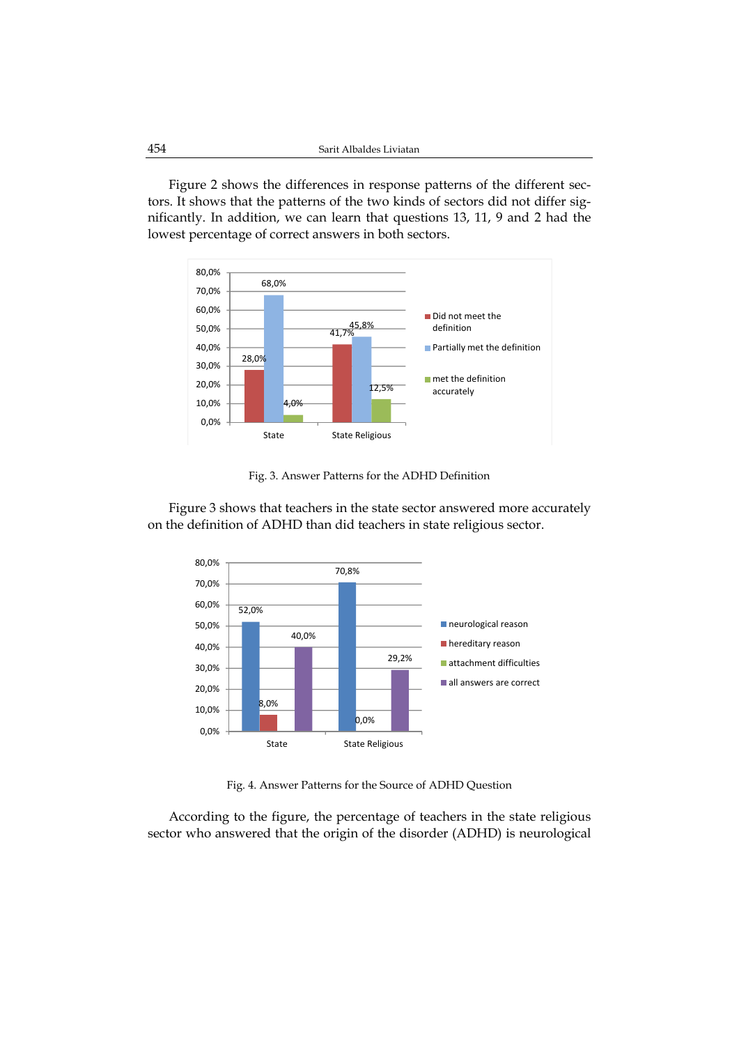Figure 2 shows the differences in response patterns of the different sectors. It shows that the patterns of the two kinds of sectors did not differ significantly. In addition, we can learn that questions 13, 11, 9 and 2 had the lowest percentage of correct answers in both sectors.

| | Did not meet the definition | Partially met the definition | met the definition accurately |
|---|---|---|---|
| State | 28,0% | 68,0% | 4,0% |
| State Religious | 41,7% | 45,8% | 12,5% |

Fig. 3. Answer Patterns for the ADHD Definition

Figure 3 shows that teachers in the state sector answered more accurately on the definition of ADHD than did teachers in state religious sector.

| | neurological reason | hereditary reason | attachment difficulties | all answers are correct |
|---|---|---|---|---|
| State | 52,0% | 8,0% | | 40,0% |
| State Religious | 70,8% | 0,0% | | 29,2% |

Fig. 4. Answer Patterns for the Source of ADHD Question

According to the figure, the percentage of teachers in the state religious sector who answered that the origin of the disorder (ADHD) is neurological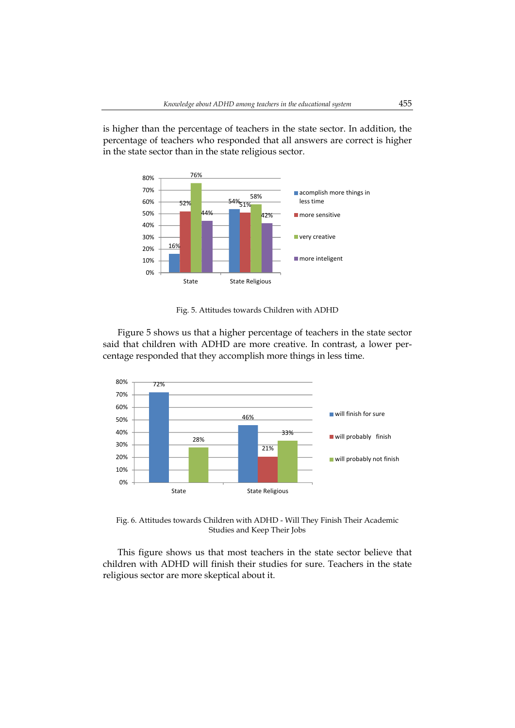is higher than the percentage of teachers in the state sector. In addition, the percentage of teachers who responded that all answers are correct is higher in the state sector than in the state religious sector.

Fig. 5. Attitudes towards Children with ADHD

Figure 5 shows us that a higher percentage of teachers in the state sector said that children with ADHD are more creative. In contrast, a lower percentage responded that they accomplish more things in less time.

Fig. 6. Attitudes towards Children with ADHD - Will They Finish Their Academic Studies and Keep Their Jobs

This figure shows us that most teachers in the state sector believe that children with ADHD will finish their studies for sure. Teachers in the state religious sector are more skeptical about it.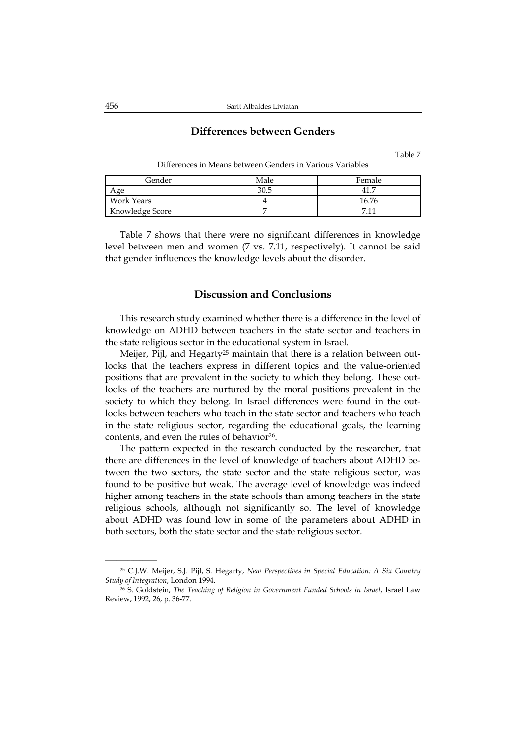## Differences between Genders

Table 7

Differences in Means between Genders in Various Variables

| Gender | Male | Female |
|---|---|---|
| Age | 30.5 | 41.7 |
| Work Years | 4 | 16.76 |
| Knowledge Score | 7 | 7.11 |

Table 7 shows that there were no significant differences in knowledge level between men and women (7 vs. 7.11, respectively). It cannot be said that gender influences the knowledge levels about the disorder.

## Discussion and Conclusions

This research study examined whether there is a difference in the level of knowledge on ADHD between teachers in the state sector and teachers in the state religious sector in the educational system in Israel.

Meijer, Pijl, and Hegarty[25] maintain that there is a relation between outlooks that the teachers express in different topics and the value-oriented positions that are prevalent in the society to which they belong. These outlooks of the teachers are nurtured by the moral positions prevalent in the society to which they belong. In Israel differences were found in the outlooks between teachers who teach in the state sector and teachers who teach in the state religious sector, regarding the educational goals, the learning contents, and even the rules of behavior[26].

The pattern expected in the research conducted by the researcher, that there are differences in the level of knowledge of teachers about ADHD between the two sectors, the state sector and the state religious sector, was found to be positive but weak. The average level of knowledge was indeed higher among teachers in the state schools than among teachers in the state religious schools, although not significantly so. The level of knowledge about ADHD was found low in some of the parameters about ADHD in both sectors, both the state sector and the state religious sector.

---

[25] C.J.W. Meijer, S.J. Pijl, S. Hegarty, *New Perspectives in Special Education: A Six Country Study of Integration*, London 1994.

[26] S. Goldstein, *The Teaching of Religion in Government Funded Schools in Israel*, Israel Law Review, 1992, 26, p. 36-77.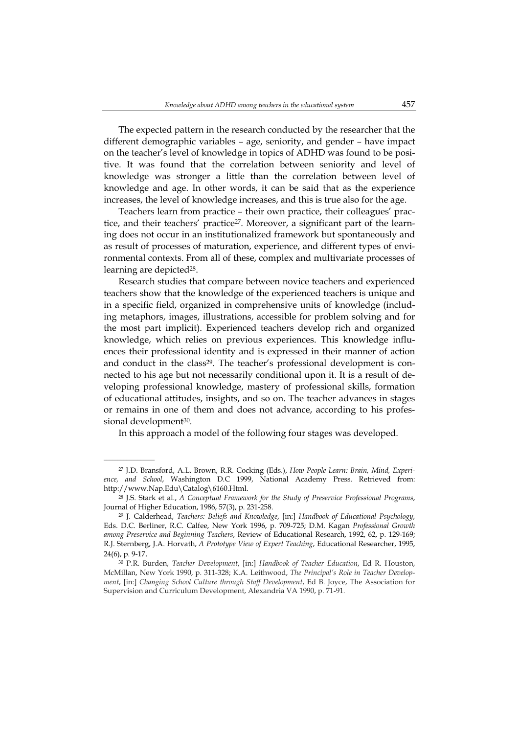The expected pattern in the research conducted by the researcher that the different demographic variables – age, seniority, and gender – have impact on the teacher's level of knowledge in topics of ADHD was found to be positive. It was found that the correlation between seniority and level of knowledge was stronger a little than the correlation between level of knowledge and age. In other words, it can be said that as the experience increases, the level of knowledge increases, and this is true also for the age.

Teachers learn from practice – their own practice, their colleagues' practice, and their teachers' practice[27]. Moreover, a significant part of the learning does not occur in an institutionalized framework but spontaneously and as result of processes of maturation, experience, and different types of environmental contexts. From all of these, complex and multivariate processes of learning are depicted[28].

Research studies that compare between novice teachers and experienced teachers show that the knowledge of the experienced teachers is unique and in a specific field, organized in comprehensive units of knowledge (including metaphors, images, illustrations, accessible for problem solving and for the most part implicit). Experienced teachers develop rich and organized knowledge, which relies on previous experiences. This knowledge influences their professional identity and is expressed in their manner of action and conduct in the class[29]. The teacher's professional development is connected to his age but not necessarily conditional upon it. It is a result of developing professional knowledge, mastery of professional skills, formation of educational attitudes, insights, and so on. The teacher advances in stages or remains in one of them and does not advance, according to his professional development[30].

In this approach a model of the following four stages was developed.

---

[27] J.D. Bransford, A.L. Brown, R.R. Cocking (Eds.), *How People Learn: Brain, Mind, Experience, and School*, Washington D.C 1999, National Academy Press. Retrieved from: http://www.Nap.Edu\Catalog\6160.Html.

[28] J.S. Stark et al., *A Conceptual Framework for the Study of Preservice Professional Programs*, Journal of Higher Education, 1986, 57(3), p. 231-258.

[29] J. Calderhead, *Teachers: Beliefs and Knowledge*, [in:] *Handbook of Educational Psychology*, Eds. D.C. Berliner, R.C. Calfee, New York 1996, p. 709-725; D.M. Kagan *Professional Growth among Preservice and Beginning Teachers*, Review of Educational Research, 1992, 62, p. 129-169; R.J. Sternberg, J.A. Horvath, *A Prototype View of Expert Teaching*, Educational Researcher, 1995, 24(6), p. 9-17.

[30] P.R. Burden, *Teacher Development*, [in:] *Handbook of Teacher Education*, Ed R. Houston, McMillan, New York 1990, p. 311-328; K.A. Leithwood, *The Principal's Role in Teacher Development*, [in:] *Changing School Culture through Staff Development*, Ed B. Joyce, The Association for Supervision and Curriculum Development, Alexandria VA 1990, p. 71-91.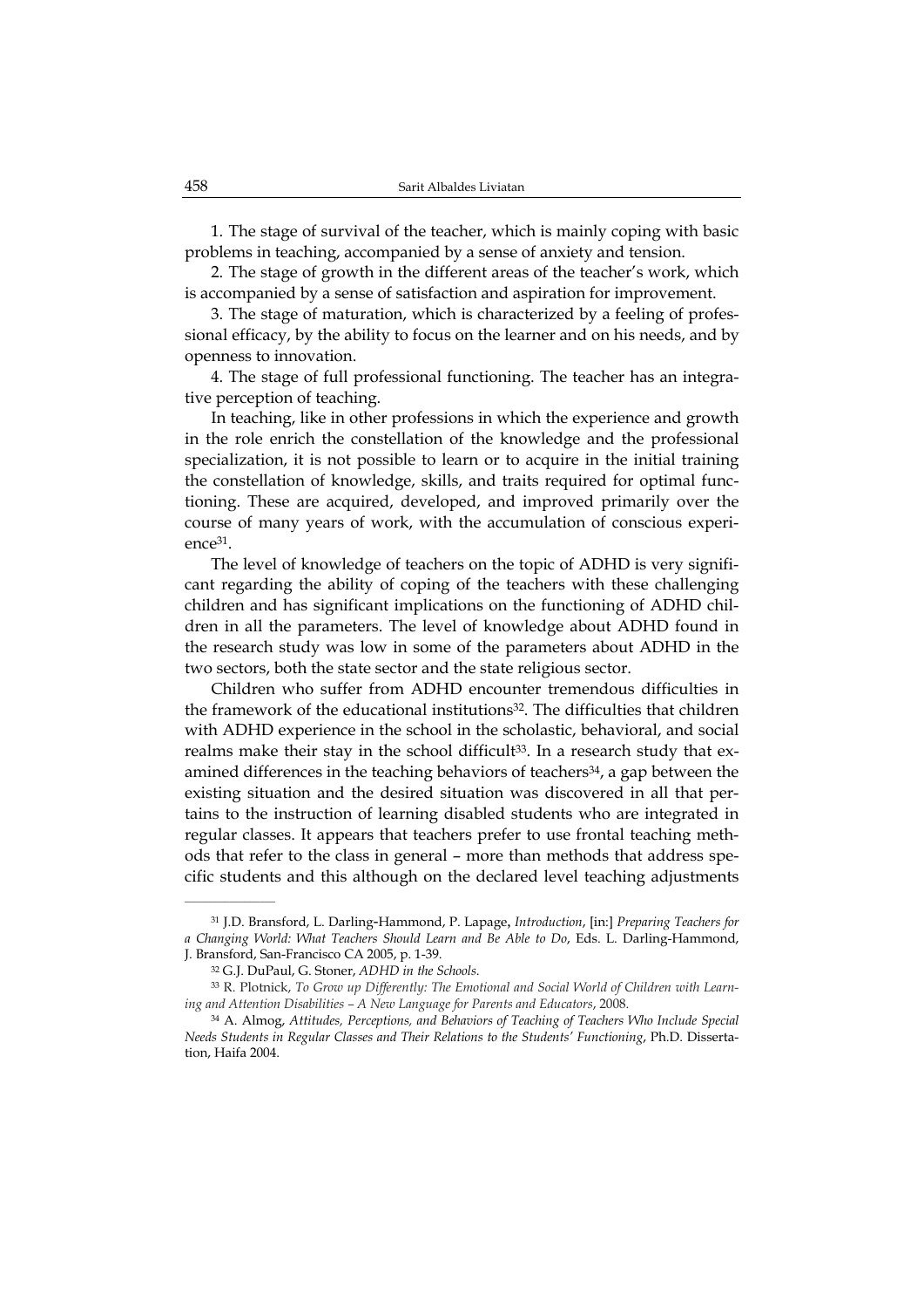1. The stage of survival of the teacher, which is mainly coping with basic problems in teaching, accompanied by a sense of anxiety and tension.

2. The stage of growth in the different areas of the teacher's work, which is accompanied by a sense of satisfaction and aspiration for improvement.

3. The stage of maturation, which is characterized by a feeling of professional efficacy, by the ability to focus on the learner and on his needs, and by openness to innovation.

4. The stage of full professional functioning. The teacher has an integrative perception of teaching.

In teaching, like in other professions in which the experience and growth in the role enrich the constellation of the knowledge and the professional specialization, it is not possible to learn or to acquire in the initial training the constellation of knowledge, skills, and traits required for optimal functioning. These are acquired, developed, and improved primarily over the course of many years of work, with the accumulation of conscious experience[31].

The level of knowledge of teachers on the topic of ADHD is very significant regarding the ability of coping of the teachers with these challenging children and has significant implications on the functioning of ADHD children in all the parameters. The level of knowledge about ADHD found in the research study was low in some of the parameters about ADHD in the two sectors, both the state sector and the state religious sector.

Children who suffer from ADHD encounter tremendous difficulties in the framework of the educational institutions[32]. The difficulties that children with ADHD experience in the school in the scholastic, behavioral, and social realms make their stay in the school difficult[33]. In a research study that examined differences in the teaching behaviors of teachers[34], a gap between the existing situation and the desired situation was discovered in all that pertains to the instruction of learning disabled students who are integrated in regular classes. It appears that teachers prefer to use frontal teaching methods that refer to the class in general – more than methods that address specific students and this although on the declared level teaching adjustments

---

[31] J.D. Bransford, L. Darling-Hammond, P. Lapage, *Introduction*, [in:] *Preparing Teachers for a Changing World: What Teachers Should Learn and Be Able to Do*, Eds. L. Darling-Hammond, J. Bransford, San-Francisco CA 2005, p. 1-39.

[32] G.J. DuPaul, G. Stoner, *ADHD in the Schools*.

[33] R. Plotnick, *To Grow up Differently: The Emotional and Social World of Children with Learning and Attention Disabilities – A New Language for Parents and Educators*, 2008.

[34] A. Almog, *Attitudes, Perceptions, and Behaviors of Teaching of Teachers Who Include Special Needs Students in Regular Classes and Their Relations to the Students' Functioning*, Ph.D. Dissertation, Haifa 2004.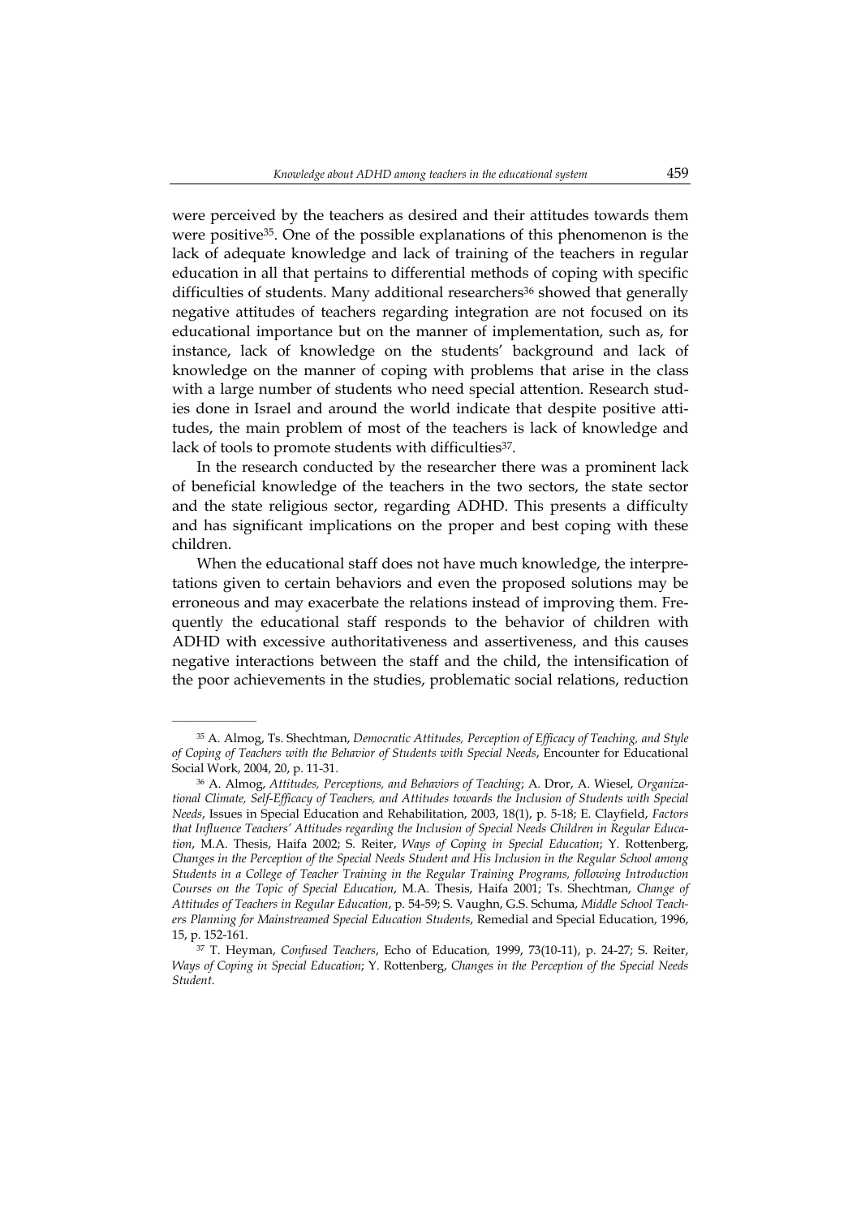were perceived by the teachers as desired and their attitudes towards them were positive[35]. One of the possible explanations of this phenomenon is the lack of adequate knowledge and lack of training of the teachers in regular education in all that pertains to differential methods of coping with specific difficulties of students. Many additional researchers[36] showed that generally negative attitudes of teachers regarding integration are not focused on its educational importance but on the manner of implementation, such as, for instance, lack of knowledge on the students' background and lack of knowledge on the manner of coping with problems that arise in the class with a large number of students who need special attention. Research studies done in Israel and around the world indicate that despite positive attitudes, the main problem of most of the teachers is lack of knowledge and lack of tools to promote students with difficulties[37].

In the research conducted by the researcher there was a prominent lack of beneficial knowledge of the teachers in the two sectors, the state sector and the state religious sector, regarding ADHD. This presents a difficulty and has significant implications on the proper and best coping with these children.

When the educational staff does not have much knowledge, the interpretations given to certain behaviors and even the proposed solutions may be erroneous and may exacerbate the relations instead of improving them. Frequently the educational staff responds to the behavior of children with ADHD with excessive authoritativeness and assertiveness, and this causes negative interactions between the staff and the child, the intensification of the poor achievements in the studies, problematic social relations, reduction

---

[35] A. Almog, Ts. Shechtman, *Democratic Attitudes, Perception of Efficacy of Teaching, and Style of Coping of Teachers with the Behavior of Students with Special Needs*, Encounter for Educational Social Work, 2004, 20, p. 11-31.

[36] A. Almog, *Attitudes, Perceptions, and Behaviors of Teaching*; A. Dror, A. Wiesel, *Organizational Climate, Self-Efficacy of Teachers, and Attitudes towards the Inclusion of Students with Special Needs*, Issues in Special Education and Rehabilitation, 2003, 18(1), p. 5-18; E. Clayfield, *Factors that Influence Teachers' Attitudes regarding the Inclusion of Special Needs Children in Regular Education*, M.A. Thesis, Haifa 2002; S. Reiter, *Ways of Coping in Special Education*; Y. Rottenberg, *Changes in the Perception of the Special Needs Student and His Inclusion in the Regular School among Students in a College of Teacher Training in the Regular Training Programs, following Introduction Courses on the Topic of Special Education*, M.A. Thesis, Haifa 2001; Ts. Shechtman, *Change of Attitudes of Teachers in Regular Education*, p. 54-59; S. Vaughn, G.S. Schuma, *Middle School Teachers Planning for Mainstreamed Special Education Students*, Remedial and Special Education, 1996, 15, p. 152-161.

[37] T. Heyman, *Confused Teachers*, Echo of Education, 1999, 73(10-11), p. 24-27; S. Reiter, *Ways of Coping in Special Education*; Y. Rottenberg, *Changes in the Perception of the Special Needs Student*.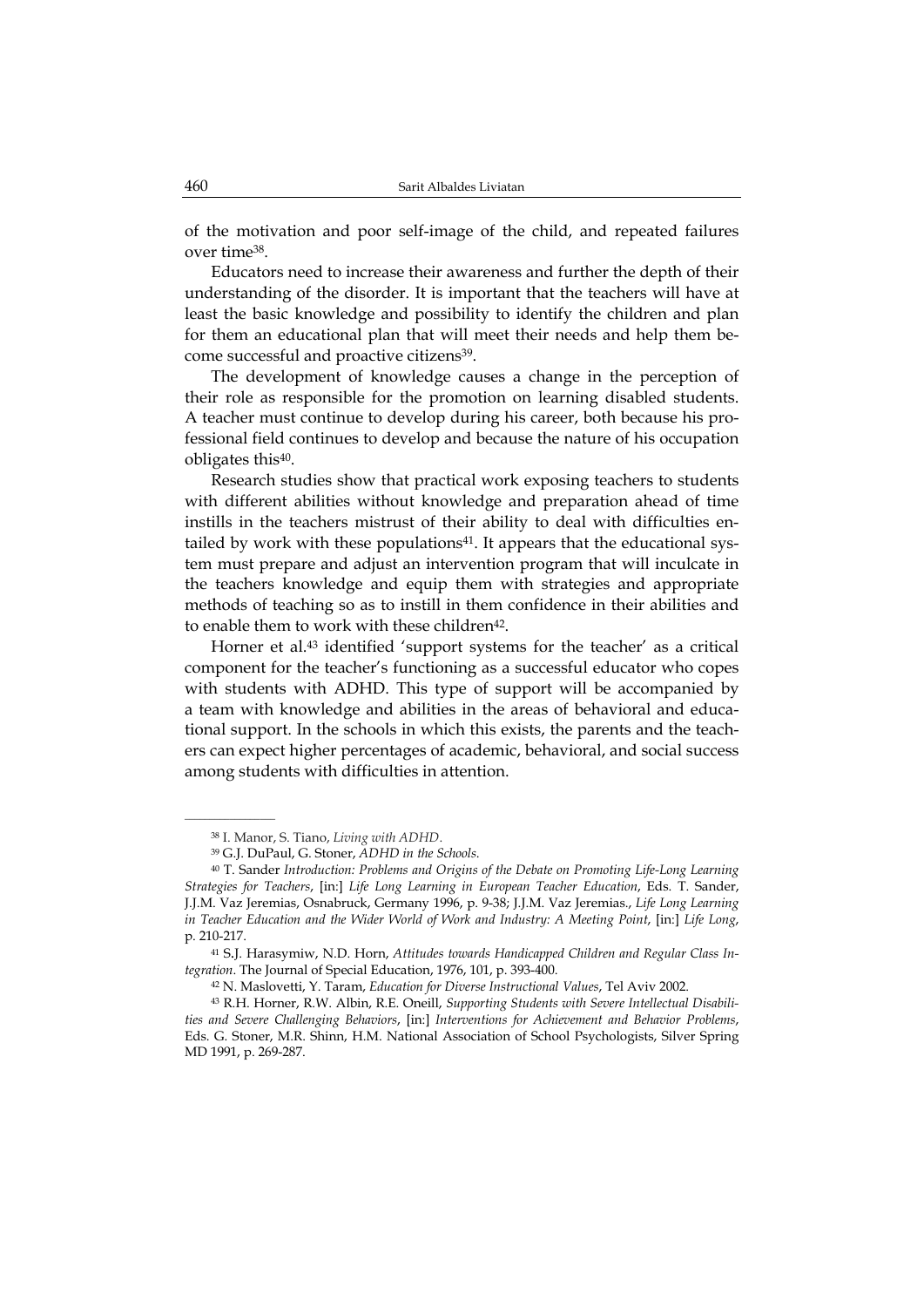of the motivation and poor self-image of the child, and repeated failures over time[38].

Educators need to increase their awareness and further the depth of their understanding of the disorder. It is important that the teachers will have at least the basic knowledge and possibility to identify the children and plan for them an educational plan that will meet their needs and help them become successful and proactive citizens[39].

The development of knowledge causes a change in the perception of their role as responsible for the promotion on learning disabled students. A teacher must continue to develop during his career, both because his professional field continues to develop and because the nature of his occupation obligates this[40].

Research studies show that practical work exposing teachers to students with different abilities without knowledge and preparation ahead of time instills in the teachers mistrust of their ability to deal with difficulties entailed by work with these populations[41]. It appears that the educational system must prepare and adjust an intervention program that will inculcate in the teachers knowledge and equip them with strategies and appropriate methods of teaching so as to instill in them confidence in their abilities and to enable them to work with these children[42].

Horner et al.[43] identified 'support systems for the teacher' as a critical component for the teacher's functioning as a successful educator who copes with students with ADHD. This type of support will be accompanied by a team with knowledge and abilities in the areas of behavioral and educational support. In the schools in which this exists, the parents and the teachers can expect higher percentages of academic, behavioral, and social success among students with difficulties in attention.

---

[38] I. Manor, S. Tiano, *Living with ADHD*.

[39] G.J. DuPaul, G. Stoner, *ADHD in the Schools*.

[40] T. Sander *Introduction: Problems and Origins of the Debate on Promoting Life-Long Learning Strategies for Teachers*, [in:] *Life Long Learning in European Teacher Education*, Eds. T. Sander, J.J.M. Vaz Jeremias, Osnabruck, Germany 1996, p. 9-38; J.J.M. Vaz Jeremias., *Life Long Learning in Teacher Education and the Wider World of Work and Industry: A Meeting Point*, [in:] *Life Long*, p. 210-217.

[41] S.J. Harasymiw, N.D. Horn, *Attitudes towards Handicapped Children and Regular Class Integration*. The Journal of Special Education, 1976, 101, p. 393-400.

[42] N. Maslovetti, Y. Taram, *Education for Diverse Instructional Values*, Tel Aviv 2002.

[43] R.H. Horner, R.W. Albin, R.E. Oneill, *Supporting Students with Severe Intellectual Disabilities and Severe Challenging Behaviors*, [in:] *Interventions for Achievement and Behavior Problems*, Eds. G. Stoner, M.R. Shinn, H.M. National Association of School Psychologists, Silver Spring MD 1991, p. 269-287.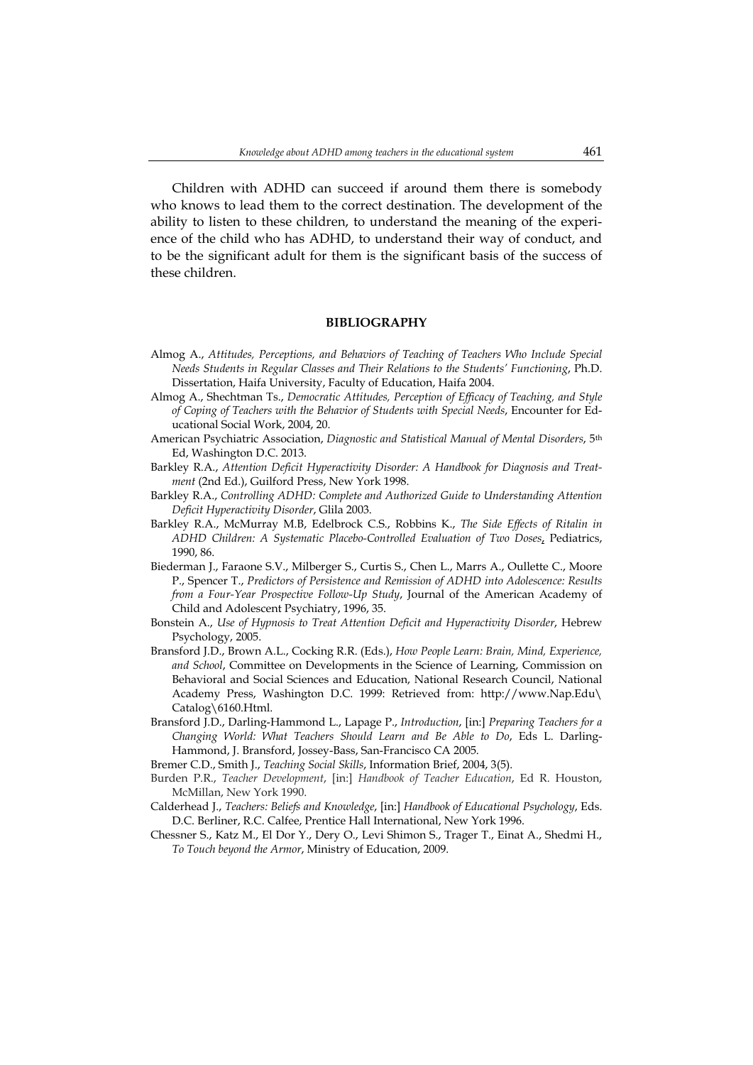Children with ADHD can succeed if around them there is somebody who knows to lead them to the correct destination. The development of the ability to listen to these children, to understand the meaning of the experience of the child who has ADHD, to understand their way of conduct, and to be the significant adult for them is the significant basis of the success of these children.

## BIBLIOGRAPHY

Almog A., *Attitudes, Perceptions, and Behaviors of Teaching of Teachers Who Include Special Needs Students in Regular Classes and Their Relations to the Students' Functioning*, Ph.D. Dissertation, Haifa University, Faculty of Education, Haifa 2004.

Almog A., Shechtman Ts., *Democratic Attitudes, Perception of Efficacy of Teaching, and Style of Coping of Teachers with the Behavior of Students with Special Needs*, Encounter for Educational Social Work, 2004, 20.

American Psychiatric Association, *Diagnostic and Statistical Manual of Mental Disorders*, 5th Ed, Washington D.C. 2013.

Barkley R.A., *Attention Deficit Hyperactivity Disorder: A Handbook for Diagnosis and Treatment* (2nd Ed.), Guilford Press, New York 1998.

Barkley R.A., *Controlling ADHD: Complete and Authorized Guide to Understanding Attention Deficit Hyperactivity Disorder*, Glila 2003.

Barkley R.A., McMurray M.B, Edelbrock C.S., Robbins K., *The Side Effects of Ritalin in ADHD Children: A Systematic Placebo-Controlled Evaluation of Two Doses*, Pediatrics, 1990, 86.

Biederman J., Faraone S.V., Milberger S., Curtis S., Chen L., Marrs A., Oullette C., Moore P., Spencer T., *Predictors of Persistence and Remission of ADHD into Adolescence: Results from a Four-Year Prospective Follow-Up Study*, Journal of the American Academy of Child and Adolescent Psychiatry, 1996, 35.

Bonstein A., *Use of Hypnosis to Treat Attention Deficit and Hyperactivity Disorder*, Hebrew Psychology, 2005.

Bransford J.D., Brown A.L., Cocking R.R. (Eds.), *How People Learn: Brain, Mind, Experience, and School*, Committee on Developments in the Science of Learning, Commission on Behavioral and Social Sciences and Education, National Research Council, National Academy Press, Washington D.C. 1999: Retrieved from: http://www.Nap.Edu\Catalog\6160.Html.

Bransford J.D., Darling-Hammond L., Lapage P., *Introduction*, [in:] *Preparing Teachers for a Changing World: What Teachers Should Learn and Be Able to Do*, Eds L. Darling-Hammond, J. Bransford, Jossey-Bass, San-Francisco CA 2005.

Bremer C.D., Smith J., *Teaching Social Skills*, Information Brief, 2004, 3(5).

Burden P.R., *Teacher Development*, [in:] *Handbook of Teacher Education*, Ed R. Houston, McMillan, New York 1990.

Calderhead J., *Teachers: Beliefs and Knowledge*, [in:] *Handbook of Educational Psychology*, Eds. D.C. Berliner, R.C. Calfee, Prentice Hall International, New York 1996.

Chessner S., Katz M., El Dor Y., Dery O., Levi Shimon S., Trager T., Einat A., Shedmi H., *To Touch beyond the Armor*, Ministry of Education, 2009.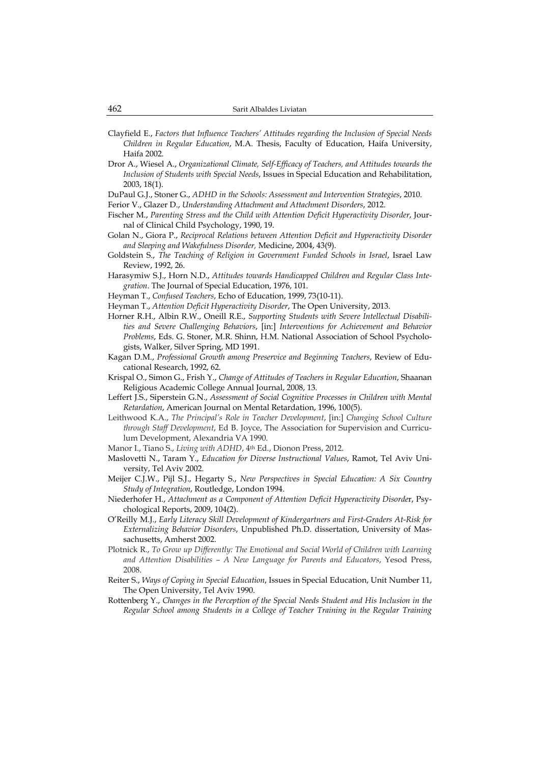Clayfield E., *Factors that Influence Teachers' Attitudes regarding the Inclusion of Special Needs Children in Regular Education*, M.A. Thesis, Faculty of Education, Haifa University, Haifa 2002.

Dror A., Wiesel A., *Organizational Climate, Self-Efficacy of Teachers, and Attitudes towards the Inclusion of Students with Special Needs*, Issues in Special Education and Rehabilitation, 2003, 18(1).

DuPaul G.J., Stoner G., *ADHD in the Schools: Assessment and Intervention Strategies*, 2010.

Ferior V., Glazer D., *Understanding Attachment and Attachment Disorders*, 2012.

Fischer M., *Parenting Stress and the Child with Attention Deficit Hyperactivity Disorder*, Journal of Clinical Child Psychology, 1990, 19.

Golan N., Giora P., *Reciprocal Relations between Attention Deficit and Hyperactivity Disorder and Sleeping and Wakefulness Disorder,* Medicine, 2004, 43(9).

Goldstein S., *The Teaching of Religion in Government Funded Schools in Israel*, Israel Law Review, 1992, 26.

Harasymiw S.J., Horn N.D., *Attitudes towards Handicapped Children and Regular Class Integration*. The Journal of Special Education, 1976, 101.

Heyman T., *Confused Teachers*, Echo of Education, 1999, 73(10-11).

Heyman T., *Attention Deficit Hyperactivity Disorder*, The Open University, 2013.

Horner R.H., Albin R.W., Oneill R.E., *Supporting Students with Severe Intellectual Disabilities and Severe Challenging Behaviors*, [in:] *Interventions for Achievement and Behavior Problems*, Eds. G. Stoner, M.R. Shinn, H.M. National Association of School Psychologists, Walker, Silver Spring, MD 1991.

Kagan D.M., *Professional Growth among Preservice and Beginning Teachers*, Review of Educational Research, 1992, 62.

Krispal O., Simon G., Frish Y., *Change of Attitudes of Teachers in Regular Education*, Shaanan Religious Academic College Annual Journal, 2008, 13.

Leffert J.S., Siperstein G.N., *Assessment of Social Cognitive Processes in Children with Mental Retardation*, American Journal on Mental Retardation, 1996, 100(5).

Leithwood K.A., *The Principal's Role in Teacher Development*, [in:] *Changing School Culture through Staff Development*, Ed B. Joyce, The Association for Supervision and Curriculum Development, Alexandria VA 1990.

Manor I., Tiano S., *Living with ADHD*, 4th Ed., Dionon Press, 2012.

Maslovetti N., Taram Y., *Education for Diverse Instructional Values*, Ramot, Tel Aviv University, Tel Aviv 2002.

Meijer C.J.W., Pijl S.J., Hegarty S., *New Perspectives in Special Education: A Six Country Study of Integration*, Routledge, London 1994.

Niederhofer H., *Attachment as a Component of Attention Deficit Hyperactivity Disorder*, Psychological Reports, 2009, 104(2).

O'Reilly M.J., *Early Literacy Skill Development of Kindergartners and First-Graders At-Risk for Externalizing Behavior Disorders*, Unpublished Ph.D. dissertation, University of Massachusetts, Amherst 2002.

Plotnick R., *To Grow up Differently: The Emotional and Social World of Children with Learning and Attention Disabilities – A New Language for Parents and Educators*, Yesod Press, 2008.

Reiter S., *Ways of Coping in Special Education*, Issues in Special Education, Unit Number 11, The Open University, Tel Aviv 1990.

Rottenberg Y., *Changes in the Perception of the Special Needs Student and His Inclusion in the Regular School among Students in a College of Teacher Training in the Regular Training*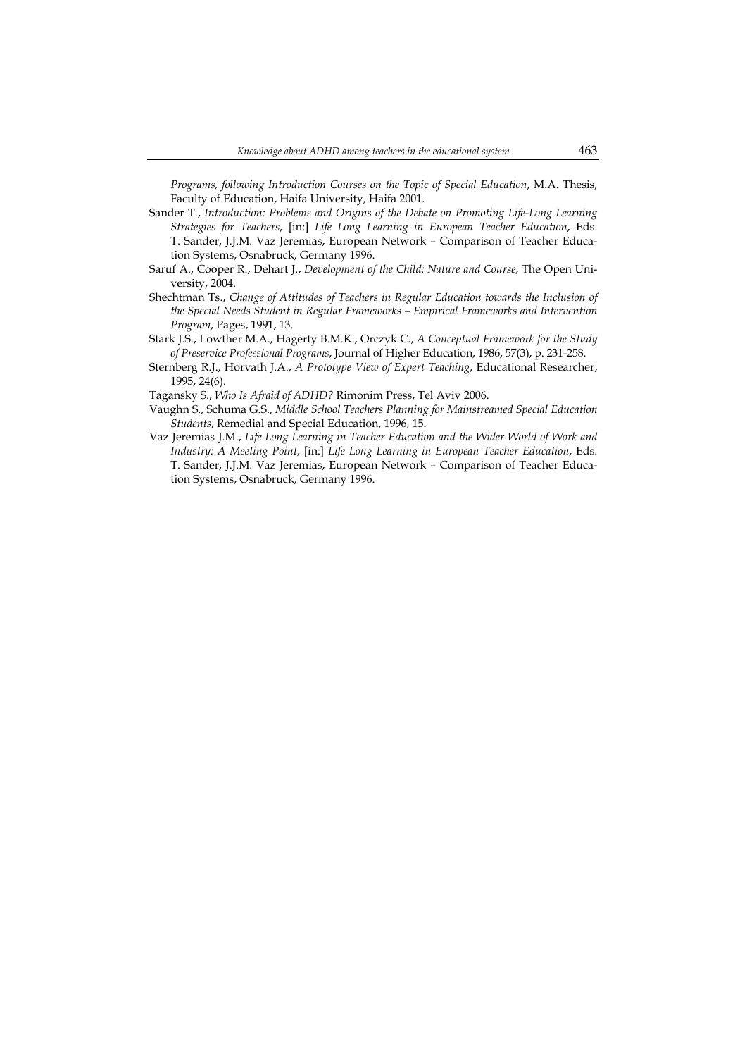*Programs, following Introduction Courses on the Topic of Special Education*, M.A. Thesis, Faculty of Education, Haifa University, Haifa 2001.

Sander T., *Introduction: Problems and Origins of the Debate on Promoting Life-Long Learning Strategies for Teachers*, [in:] *Life Long Learning in European Teacher Education*, Eds. T. Sander, J.J.M. Vaz Jeremias, European Network – Comparison of Teacher Education Systems, Osnabruck, Germany 1996.

Saruf A., Cooper R., Dehart J., *Development of the Child: Nature and Course*, The Open University, 2004.

Shechtman Ts., *Change of Attitudes of Teachers in Regular Education towards the Inclusion of the Special Needs Student in Regular Frameworks – Empirical Frameworks and Intervention Program*, Pages, 1991, 13.

Stark J.S., Lowther M.A., Hagerty B.M.K., Orczyk C., *A Conceptual Framework for the Study of Preservice Professional Programs*, Journal of Higher Education, 1986, 57(3), p. 231-258.

Sternberg R.J., Horvath J.A., *A Prototype View of Expert Teaching*, Educational Researcher, 1995, 24(6).

Tagansky S., *Who Is Afraid of ADHD?* Rimonim Press, Tel Aviv 2006.

Vaughn S., Schuma G.S., *Middle School Teachers Planning for Mainstreamed Special Education Students*, Remedial and Special Education, 1996, 15.

Vaz Jeremias J.M., *Life Long Learning in Teacher Education and the Wider World of Work and Industry: A Meeting Point*, [in:] *Life Long Learning in European Teacher Education*, Eds. T. Sander, J.J.M. Vaz Jeremias, European Network – Comparison of Teacher Education Systems, Osnabruck, Germany 1996.